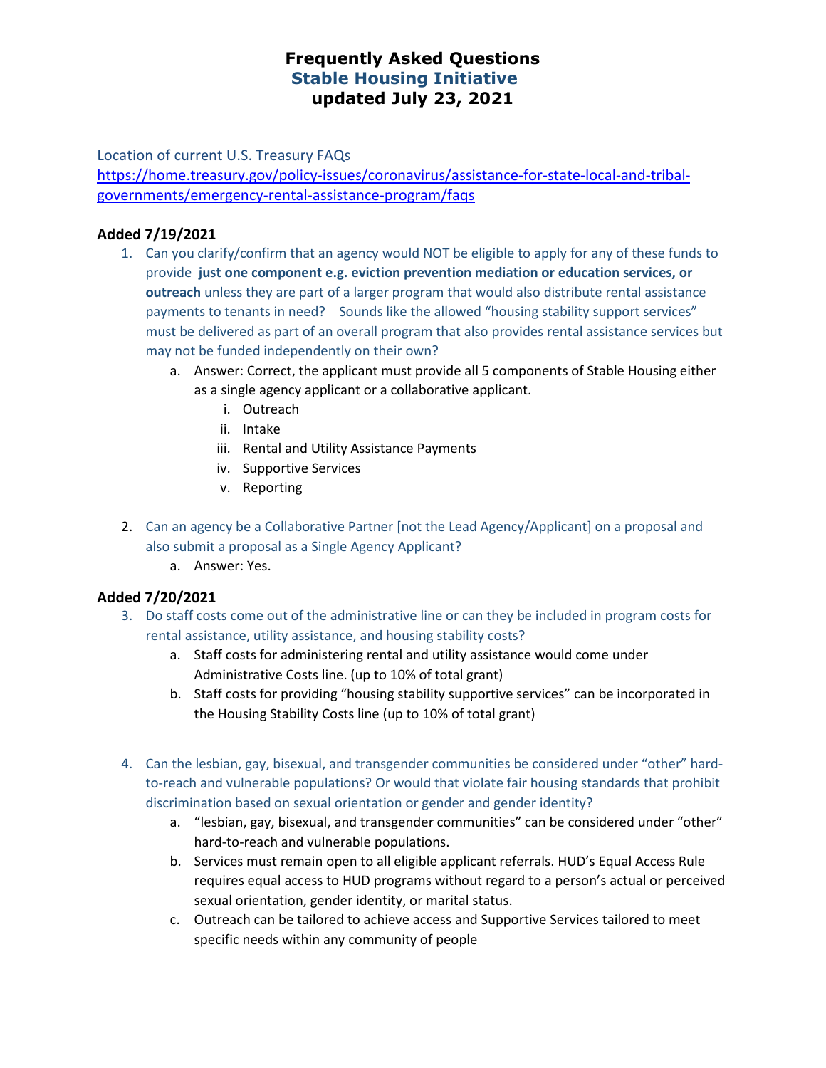# Frequently Asked Questions
## Stable Housing Initiative
### updated July 23, 2021

Location of current U.S. Treasury FAQs
https://home.treasury.gov/policy-issues/coronavirus/assistance-for-state-local-and-tribal-governments/emergency-rental-assistance-program/faqs

**Added 7/19/2021**

1. Can you clarify/confirm that an agency would NOT be eligible to apply for any of these funds to provide **just one component e.g. eviction prevention mediation or education services, or outreach** unless they are part of a larger program that would also distribute rental assistance payments to tenants in need? Sounds like the allowed "housing stability support services" must be delivered as part of an overall program that also provides rental assistance services but may not be funded independently on their own?
   a. Answer: Correct, the applicant must provide all 5 components of Stable Housing either as a single agency applicant or a collaborative applicant.
      i. Outreach
      ii. Intake
      iii. Rental and Utility Assistance Payments
      iv. Supportive Services
      v. Reporting

2. Can an agency be a Collaborative Partner [not the Lead Agency/Applicant] on a proposal and also submit a proposal as a Single Agency Applicant?
   a. Answer: Yes.

**Added 7/20/2021**

3. Do staff costs come out of the administrative line or can they be included in program costs for rental assistance, utility assistance, and housing stability costs?
   a. Staff costs for administering rental and utility assistance would come under Administrative Costs line. (up to 10% of total grant)
   b. Staff costs for providing "housing stability supportive services" can be incorporated in the Housing Stability Costs line (up to 10% of total grant)

4. Can the lesbian, gay, bisexual, and transgender communities be considered under "other" hard-to-reach and vulnerable populations? Or would that violate fair housing standards that prohibit discrimination based on sexual orientation or gender and gender identity?
   a. "lesbian, gay, bisexual, and transgender communities" can be considered under "other" hard-to-reach and vulnerable populations.
   b. Services must remain open to all eligible applicant referrals. HUD's Equal Access Rule requires equal access to HUD programs without regard to a person's actual or perceived sexual orientation, gender identity, or marital status.
   c. Outreach can be tailored to achieve access and Supportive Services tailored to meet specific needs within any community of people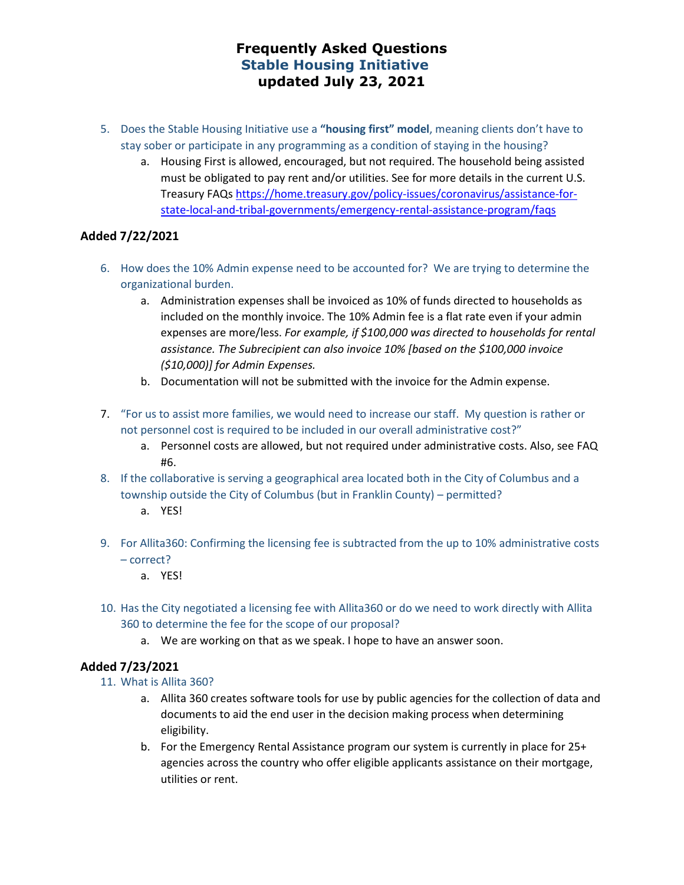# Frequently Asked Questions
## Stable Housing Initiative
## updated July 23, 2021

5. Does the Stable Housing Initiative use a **"housing first" model**, meaning clients don't have to stay sober or participate in any programming as a condition of staying in the housing?
    a. Housing First is allowed, encouraged, but not required. The household being assisted must be obligated to pay rent and/or utilities. See for more details in the current U.S. Treasury FAQs [https://home.treasury.gov/policy-issues/coronavirus/assistance-for-state-local-and-tribal-governments/emergency-rental-assistance-program/faqs](https://home.treasury.gov/policy-issues/coronavirus/assistance-for-state-local-and-tribal-governments/emergency-rental-assistance-program/faqs)

**Added 7/22/2021**

6. How does the 10% Admin expense need to be accounted for? We are trying to determine the organizational burden.
    a. Administration expenses shall be invoiced as 10% of funds directed to households as included on the monthly invoice. The 10% Admin fee is a flat rate even if your admin expenses are more/less. *For example, if $100,000 was directed to households for rental assistance. The Subrecipient can also invoice 10% [based on the $100,000 invoice ($10,000)] for Admin Expenses.*
    b. Documentation will not be submitted with the invoice for the Admin expense.

7. "For us to assist more families, we would need to increase our staff. My question is rather or not personnel cost is required to be included in our overall administrative cost?"
    a. Personnel costs are allowed, but not required under administrative costs. Also, see FAQ #6.

8. If the collaborative is serving a geographical area located both in the City of Columbus and a township outside the City of Columbus (but in Franklin County) – permitted?
    a. YES!

9. For Allita360: Confirming the licensing fee is subtracted from the up to 10% administrative costs – correct?
    a. YES!

10. Has the City negotiated a licensing fee with Allita360 or do we need to work directly with Allita 360 to determine the fee for the scope of our proposal?
    a. We are working on that as we speak. I hope to have an answer soon.

**Added 7/23/2021**

11. What is Allita 360?
    a. Allita 360 creates software tools for use by public agencies for the collection of data and documents to aid the end user in the decision making process when determining eligibility.
    b. For the Emergency Rental Assistance program our system is currently in place for 25+ agencies across the country who offer eligible applicants assistance on their mortgage, utilities or rent.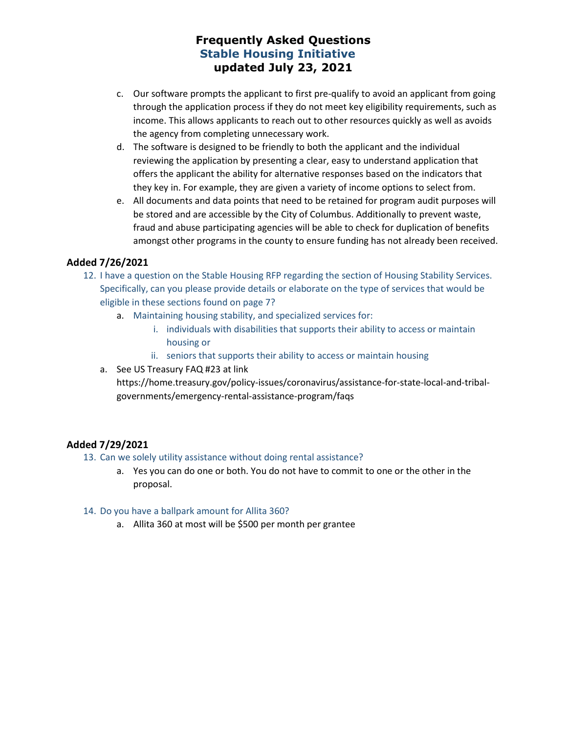# Frequently Asked Questions
## Stable Housing Initiative
## updated July 23, 2021

c. Our software prompts the applicant to first pre-qualify to avoid an applicant from going through the application process if they do not meet key eligibility requirements, such as income. This allows applicants to reach out to other resources quickly as well as avoids the agency from completing unnecessary work.

d. The software is designed to be friendly to both the applicant and the individual reviewing the application by presenting a clear, easy to understand application that offers the applicant the ability for alternative responses based on the indicators that they key in. For example, they are given a variety of income options to select from.

e. All documents and data points that need to be retained for program audit purposes will be stored and are accessible by the City of Columbus. Additionally to prevent waste, fraud and abuse participating agencies will be able to check for duplication of benefits amongst other programs in the county to ensure funding has not already been received.

**Added 7/26/2021**

12. I have a question on the Stable Housing RFP regarding the section of Housing Stability Services. Specifically, can you please provide details or elaborate on the type of services that would be eligible in these sections found on page 7?
    a. Maintaining housing stability, and specialized services for:
        i. individuals with disabilities that supports their ability to access or maintain housing or
        ii. seniors that supports their ability to access or maintain housing

    a. See US Treasury FAQ #23 at link https://home.treasury.gov/policy-issues/coronavirus/assistance-for-state-local-and-tribal-governments/emergency-rental-assistance-program/faqs

**Added 7/29/2021**

13. Can we solely utility assistance without doing rental assistance?
    a. Yes you can do one or both. You do not have to commit to one or the other in the proposal.

14. Do you have a ballpark amount for Allita 360?
    a. Allita 360 at most will be $500 per month per grantee